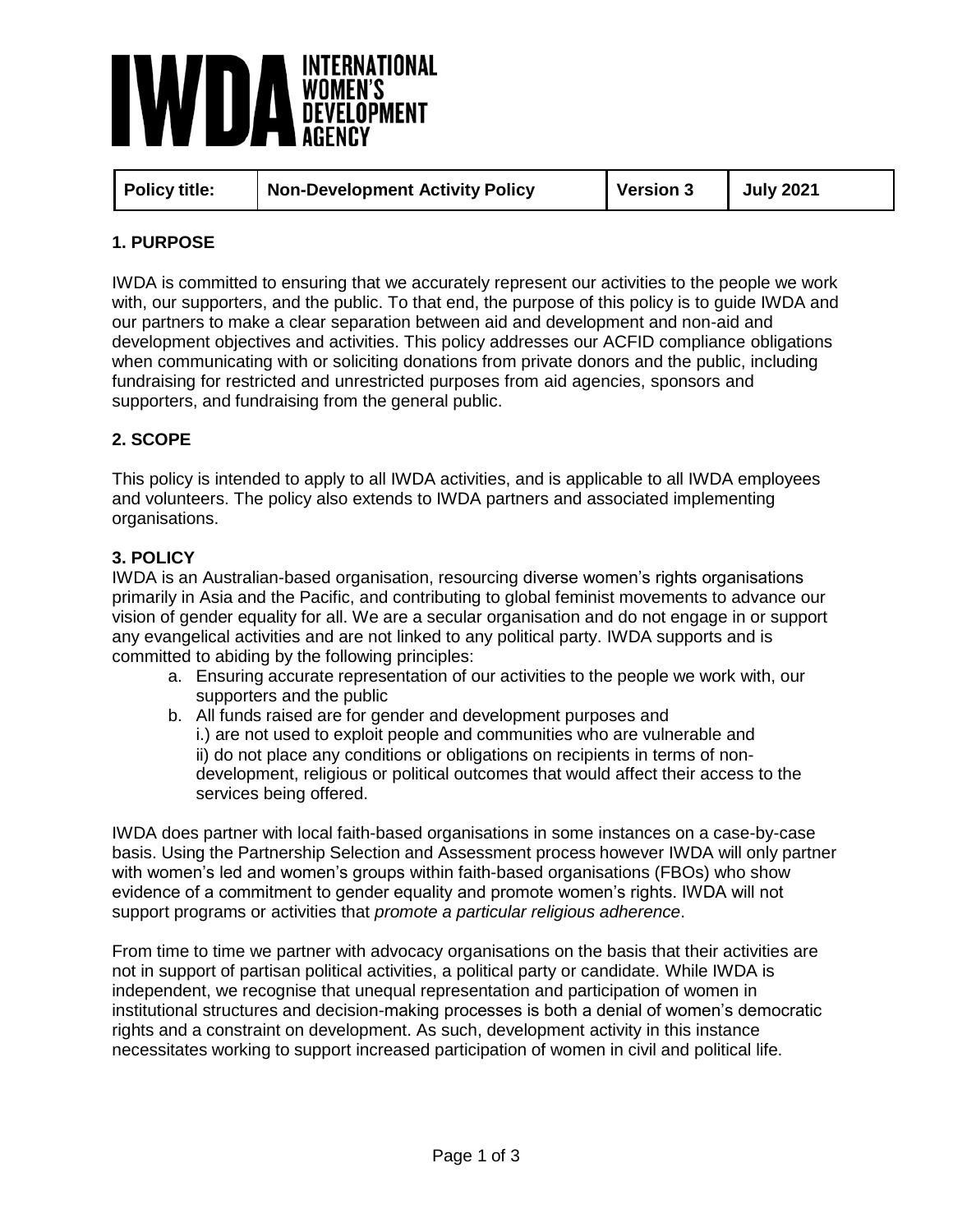# IWDA INTERNATIONAL WOMEN'S DEVELOPMENT AGENCY

| Policy title: | Non-Development Activity Policy | Version 3 | July 2021 |
| --- | --- | --- | --- |

## 1. PURPOSE

IWDA is committed to ensuring that we accurately represent our activities to the people we work with, our supporters, and the public. To that end, the purpose of this policy is to guide IWDA and our partners to make a clear separation between aid and development and non-aid and development objectives and activities. This policy addresses our ACFID compliance obligations when communicating with or soliciting donations from private donors and the public, including fundraising for restricted and unrestricted purposes from aid agencies, sponsors and supporters, and fundraising from the general public.

## 2. SCOPE

This policy is intended to apply to all IWDA activities, and is applicable to all IWDA employees and volunteers. The policy also extends to IWDA partners and associated implementing organisations.

## 3. POLICY

IWDA is an Australian-based organisation, resourcing diverse women's rights organisations primarily in Asia and the Pacific, and contributing to global feminist movements to advance our vision of gender equality for all. We are a secular organisation and do not engage in or support any evangelical activities and are not linked to any political party. IWDA supports and is committed to abiding by the following principles:

a. Ensuring accurate representation of our activities to the people we work with, our supporters and the public
b. All funds raised are for gender and development purposes and
   i.) are not used to exploit people and communities who are vulnerable and
   ii) do not place any conditions or obligations on recipients in terms of non-development, religious or political outcomes that would affect their access to the services being offered.

IWDA does partner with local faith-based organisations in some instances on a case-by-case basis. Using the Partnership Selection and Assessment process however IWDA will only partner with women's led and women's groups within faith-based organisations (FBOs) who show evidence of a commitment to gender equality and promote women's rights. IWDA will not support programs or activities that *promote a particular religious adherence*.

From time to time we partner with advocacy organisations on the basis that their activities are not in support of partisan political activities, a political party or candidate. While IWDA is independent, we recognise that unequal representation and participation of women in institutional structures and decision-making processes is both a denial of women's democratic rights and a constraint on development. As such, development activity in this instance necessitates working to support increased participation of women in civil and political life.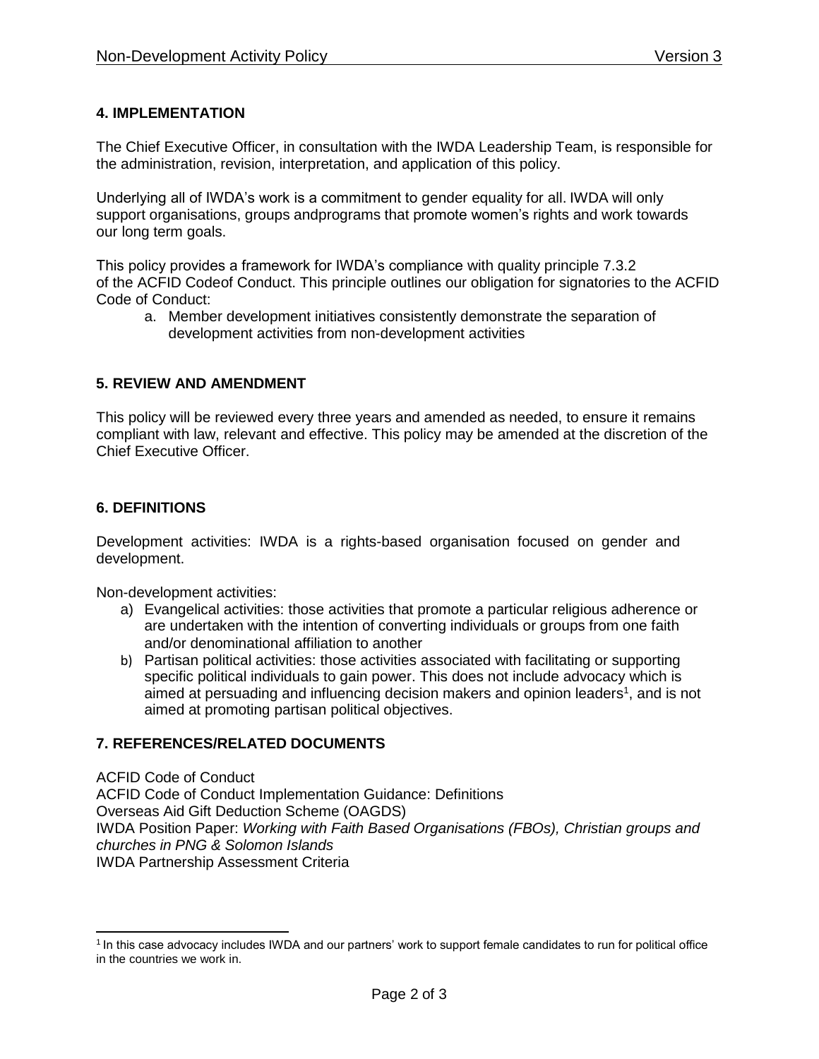## 4. IMPLEMENTATION

The Chief Executive Officer, in consultation with the IWDA Leadership Team, is responsible for the administration, revision, interpretation, and application of this policy.

Underlying all of IWDA's work is a commitment to gender equality for all. IWDA will only support organisations, groups andprograms that promote women's rights and work towards our long term goals.

This policy provides a framework for IWDA's compliance with quality principle 7.3.2 of the ACFID Codeof Conduct. This principle outlines our obligation for signatories to the ACFID Code of Conduct:

a. Member development initiatives consistently demonstrate the separation of development activities from non-development activities

## 5. REVIEW AND AMENDMENT

This policy will be reviewed every three years and amended as needed, to ensure it remains compliant with law, relevant and effective. This policy may be amended at the discretion of the Chief Executive Officer.

## 6. DEFINITIONS

Development activities: IWDA is a rights-based organisation focused on gender and development.

Non-development activities:

a) Evangelical activities: those activities that promote a particular religious adherence or are undertaken with the intention of converting individuals or groups from one faith and/or denominational affiliation to another
b) Partisan political activities: those activities associated with facilitating or supporting specific political individuals to gain power. This does not include advocacy which is aimed at persuading and influencing decision makers and opinion leaders[1], and is not aimed at promoting partisan political objectives.

## 7. REFERENCES/RELATED DOCUMENTS

ACFID Code of Conduct
ACFID Code of Conduct Implementation Guidance: Definitions
Overseas Aid Gift Deduction Scheme (OAGDS)
IWDA Position Paper: *Working with Faith Based Organisations (FBOs), Christian groups and churches in PNG & Solomon Islands*
IWDA Partnership Assessment Criteria

[1] In this case advocacy includes IWDA and our partners' work to support female candidates to run for political office in the countries we work in.